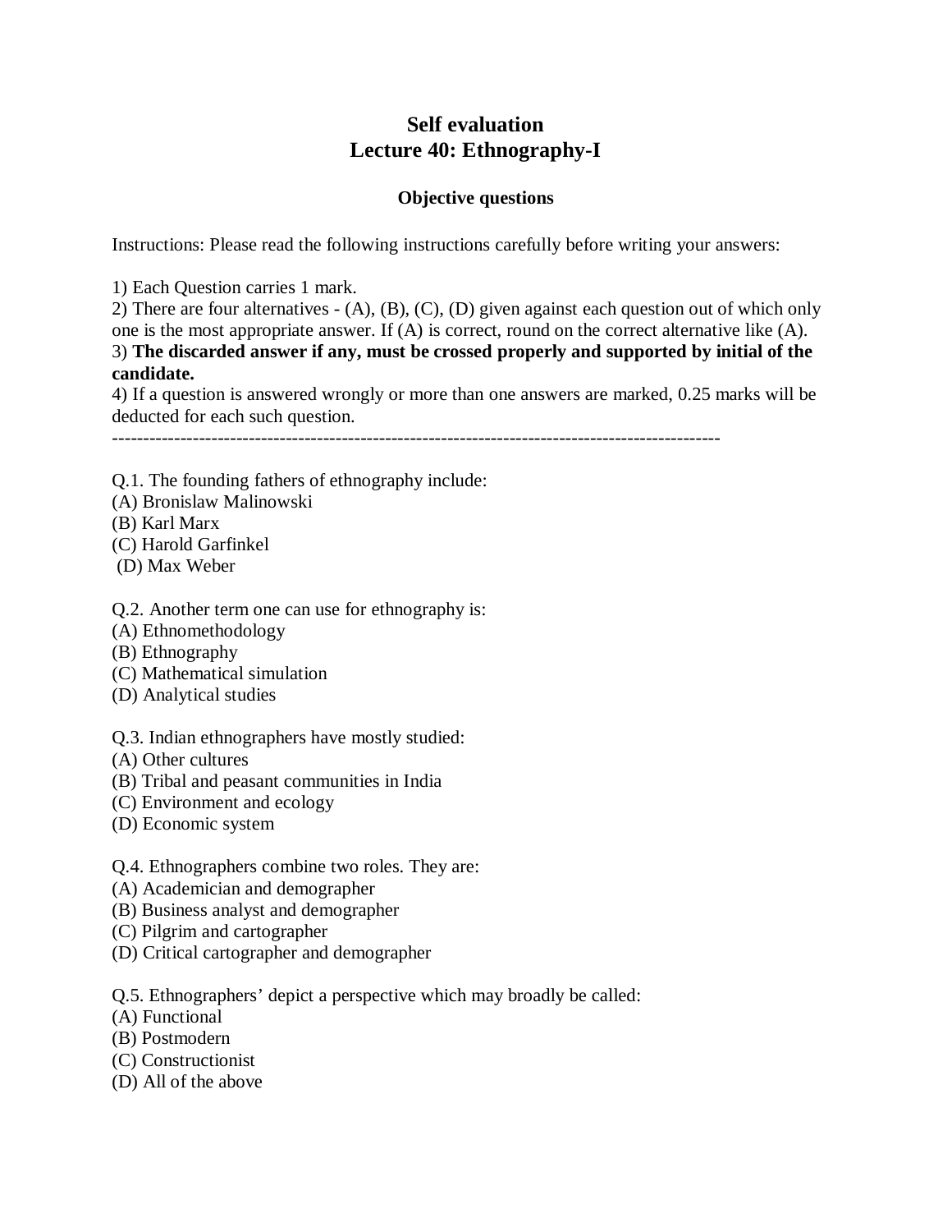# Self evaluation
# Lecture 40: Ethnography-I

### Objective questions

Instructions: Please read the following instructions carefully before writing your answers:

1) Each Question carries 1 mark.
2) There are four alternatives - (A), (B), (C), (D) given against each question out of which only one is the most appropriate answer. If (A) is correct, round on the correct alternative like (A).
3) **The discarded answer if any, must be crossed properly and supported by initial of the candidate.**
4) If a question is answered wrongly or more than one answers are marked, 0.25 marks will be deducted for each such question.

---

Q.1. The founding fathers of ethnography include:
(A) Bronislaw Malinowski
(B) Karl Marx
(C) Harold Garfinkel
(D) Max Weber

Q.2. Another term one can use for ethnography is:
(A) Ethnomethodology
(B) Ethnography
(C) Mathematical simulation
(D) Analytical studies

Q.3. Indian ethnographers have mostly studied:
(A) Other cultures
(B) Tribal and peasant communities in India
(C) Environment and ecology
(D) Economic system

Q.4. Ethnographers combine two roles. They are:
(A) Academician and demographer
(B) Business analyst and demographer
(C) Pilgrim and cartographer
(D) Critical cartographer and demographer

Q.5. Ethnographers' depict a perspective which may broadly be called:
(A) Functional
(B) Postmodern
(C) Constructionist
(D) All of the above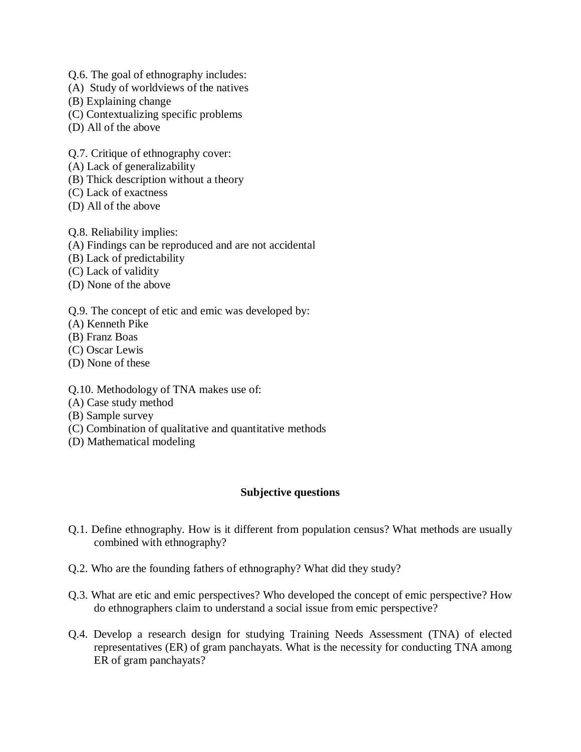Q.6. The goal of ethnography includes:
(A) Study of worldviews of the natives
(B) Explaining change
(C) Contextualizing specific problems
(D) All of the above

Q.7. Critique of ethnography cover:
(A) Lack of generalizability
(B) Thick description without a theory
(C) Lack of exactness
(D) All of the above

Q.8. Reliability implies:
(A) Findings can be reproduced and are not accidental
(B) Lack of predictability
(C) Lack of validity
(D) None of the above

Q.9. The concept of etic and emic was developed by:
(A) Kenneth Pike
(B) Franz Boas
(C) Oscar Lewis
(D) None of these

Q.10. Methodology of TNA makes use of:
(A) Case study method
(B) Sample survey
(C) Combination of qualitative and quantitative methods
(D) Mathematical modeling

## Subjective questions

Q.1. Define ethnography. How is it different from population census? What methods are usually combined with ethnography?

Q.2. Who are the founding fathers of ethnography? What did they study?

Q.3. What are etic and emic perspectives? Who developed the concept of emic perspective? How do ethnographers claim to understand a social issue from emic perspective?

Q.4. Develop a research design for studying Training Needs Assessment (TNA) of elected representatives (ER) of gram panchayats. What is the necessity for conducting TNA among ER of gram panchayats?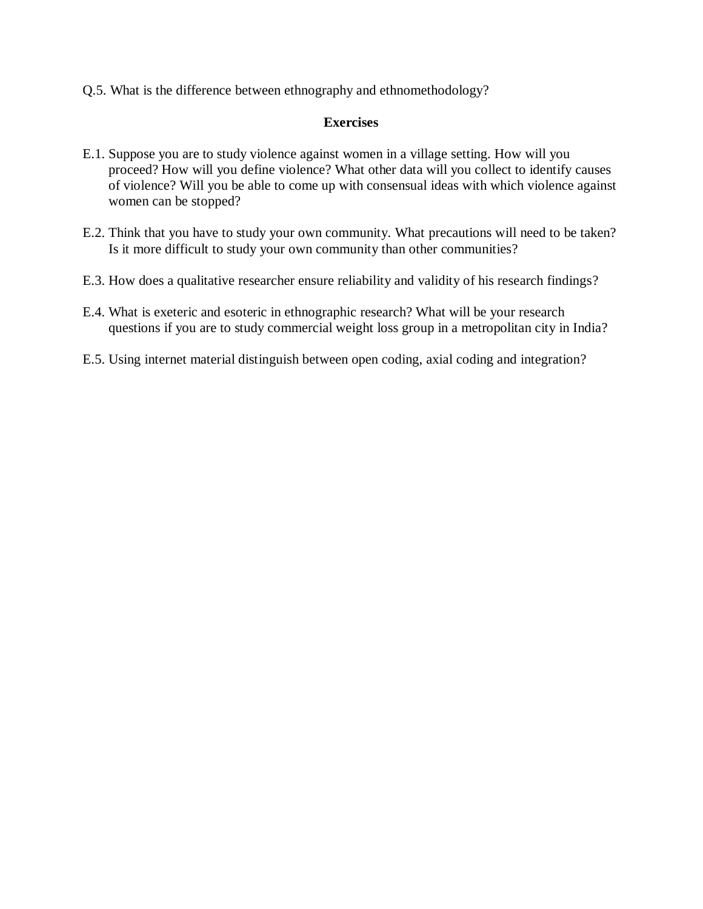Q.5. What is the difference between ethnography and ethnomethodology?

## Exercises

E.1. Suppose you are to study violence against women in a village setting. How will you proceed? How will you define violence? What other data will you collect to identify causes of violence? Will you be able to come up with consensual ideas with which violence against women can be stopped?

E.2. Think that you have to study your own community. What precautions will need to be taken? Is it more difficult to study your own community than other communities?

E.3. How does a qualitative researcher ensure reliability and validity of his research findings?

E.4. What is exeteric and esoteric in ethnographic research? What will be your research questions if you are to study commercial weight loss group in a metropolitan city in India?

E.5. Using internet material distinguish between open coding, axial coding and integration?